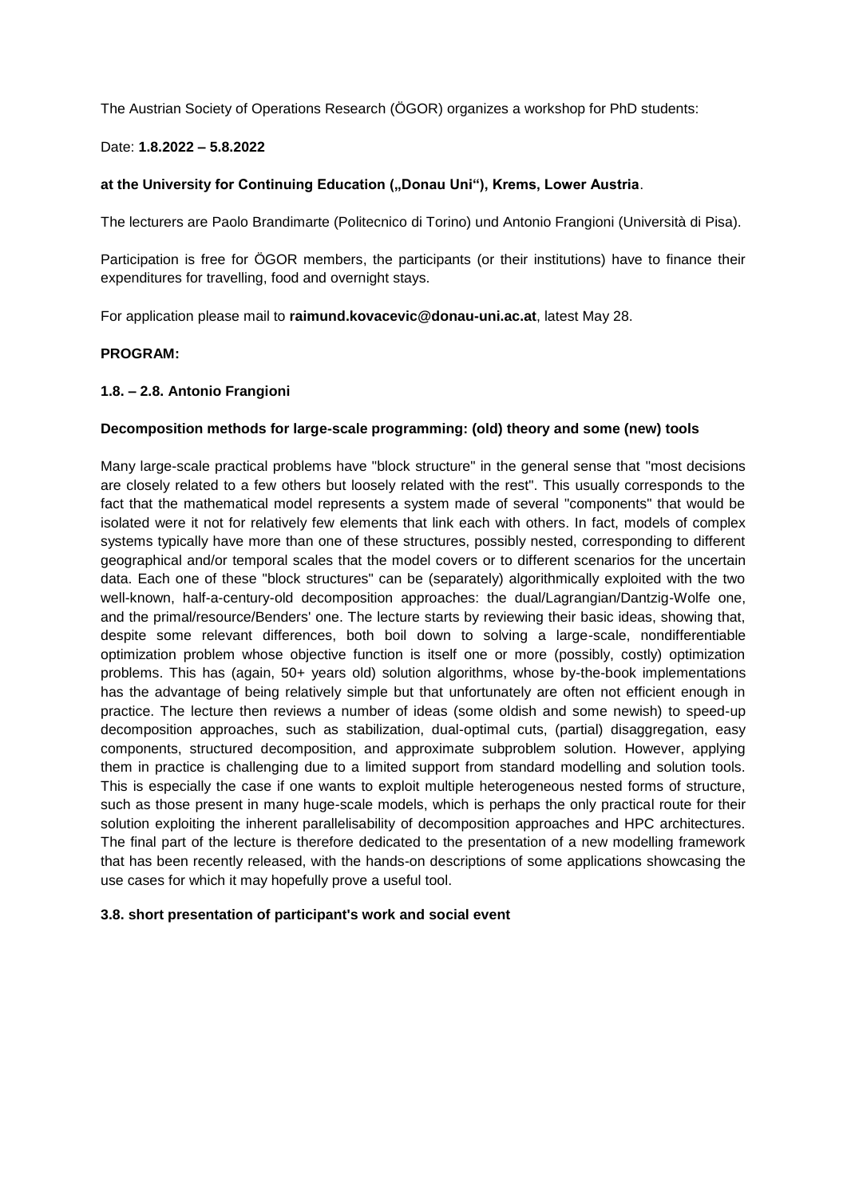The Austrian Society of Operations Research (ÖGOR) organizes a workshop for PhD students:

Date: **1.8.2022 – 5.8.2022**

**at the University for Continuing Education („Donau Uni"), Krems, Lower Austria**.

The lecturers are Paolo Brandimarte (Politecnico di Torino) und Antonio Frangioni (Università di Pisa).

Participation is free for ÖGOR members, the participants (or their institutions) have to finance their expenditures for travelling, food and overnight stays.

For application please mail to **raimund.kovacevic@donau-uni.ac.at**, latest May 28.

**PROGRAM:**

**1.8. – 2.8. Antonio Frangioni**

**Decomposition methods for large-scale programming: (old) theory and some (new) tools**

Many large-scale practical problems have "block structure" in the general sense that "most decisions are closely related to a few others but loosely related with the rest". This usually corresponds to the fact that the mathematical model represents a system made of several "components" that would be isolated were it not for relatively few elements that link each with others. In fact, models of complex systems typically have more than one of these structures, possibly nested, corresponding to different geographical and/or temporal scales that the model covers or to different scenarios for the uncertain data. Each one of these "block structures" can be (separately) algorithmically exploited with the two well-known, half-a-century-old decomposition approaches: the dual/Lagrangian/Dantzig-Wolfe one, and the primal/resource/Benders' one. The lecture starts by reviewing their basic ideas, showing that, despite some relevant differences, both boil down to solving a large-scale, nondifferentiable optimization problem whose objective function is itself one or more (possibly, costly) optimization problems. This has (again, 50+ years old) solution algorithms, whose by-the-book implementations has the advantage of being relatively simple but that unfortunately are often not efficient enough in practice. The lecture then reviews a number of ideas (some oldish and some newish) to speed-up decomposition approaches, such as stabilization, dual-optimal cuts, (partial) disaggregation, easy components, structured decomposition, and approximate subproblem solution. However, applying them in practice is challenging due to a limited support from standard modelling and solution tools. This is especially the case if one wants to exploit multiple heterogeneous nested forms of structure, such as those present in many huge-scale models, which is perhaps the only practical route for their solution exploiting the inherent parallelisability of decomposition approaches and HPC architectures. The final part of the lecture is therefore dedicated to the presentation of a new modelling framework that has been recently released, with the hands-on descriptions of some applications showcasing the use cases for which it may hopefully prove a useful tool.

**3.8. short presentation of participant's work and social event**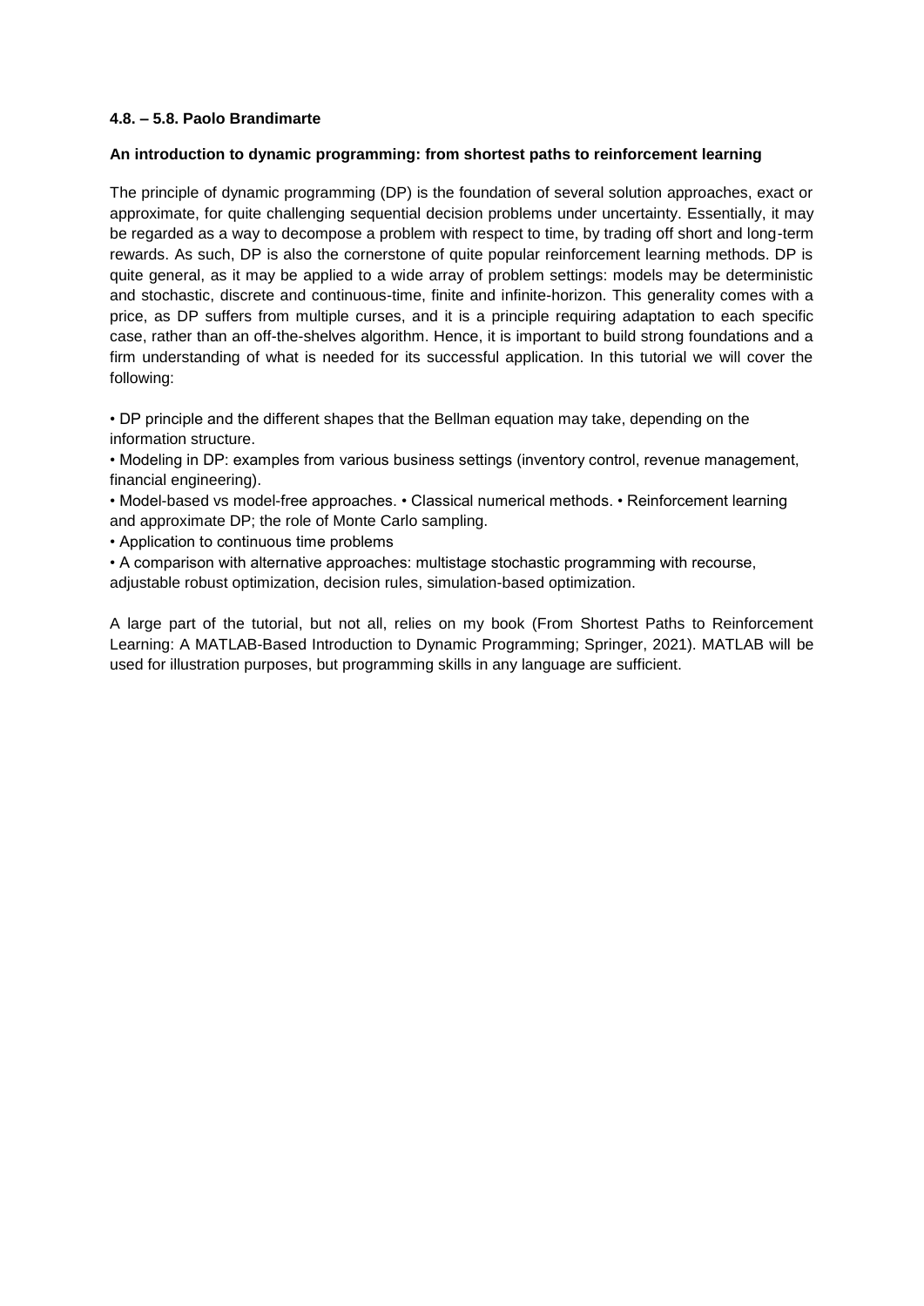**4.8. – 5.8. Paolo Brandimarte**

**An introduction to dynamic programming: from shortest paths to reinforcement learning**

The principle of dynamic programming (DP) is the foundation of several solution approaches, exact or approximate, for quite challenging sequential decision problems under uncertainty. Essentially, it may be regarded as a way to decompose a problem with respect to time, by trading off short and long-term rewards. As such, DP is also the cornerstone of quite popular reinforcement learning methods. DP is quite general, as it may be applied to a wide array of problem settings: models may be deterministic and stochastic, discrete and continuous-time, finite and infinite-horizon. This generality comes with a price, as DP suffers from multiple curses, and it is a principle requiring adaptation to each specific case, rather than an off-the-shelves algorithm. Hence, it is important to build strong foundations and a firm understanding of what is needed for its successful application. In this tutorial we will cover the following:

• DP principle and the different shapes that the Bellman equation may take, depending on the information structure.
• Modeling in DP: examples from various business settings (inventory control, revenue management, financial engineering).
• Model-based vs model-free approaches. • Classical numerical methods. • Reinforcement learning and approximate DP; the role of Monte Carlo sampling.
• Application to continuous time problems
• A comparison with alternative approaches: multistage stochastic programming with recourse, adjustable robust optimization, decision rules, simulation-based optimization.

A large part of the tutorial, but not all, relies on my book (From Shortest Paths to Reinforcement Learning: A MATLAB-Based Introduction to Dynamic Programming; Springer, 2021). MATLAB will be used for illustration purposes, but programming skills in any language are sufficient.